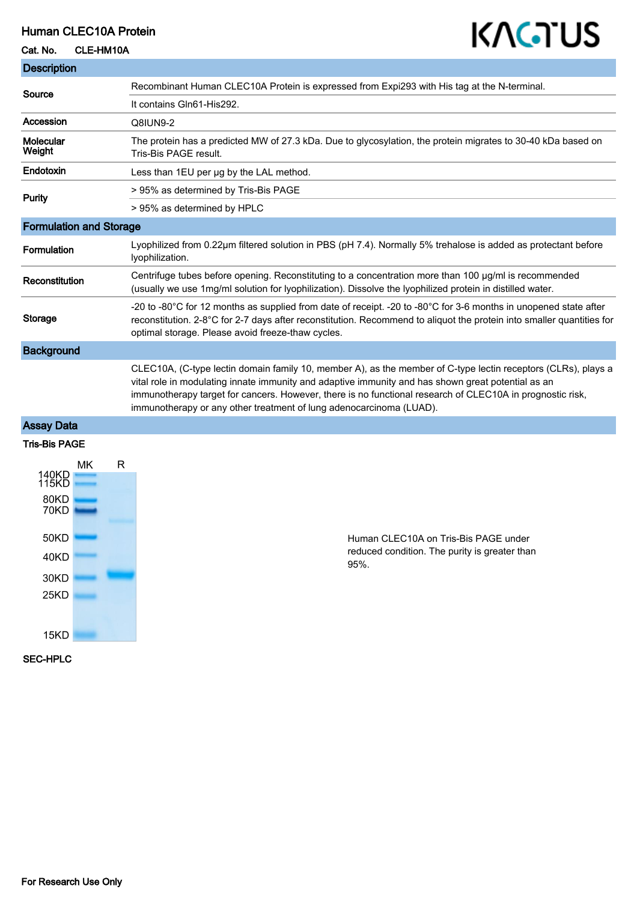# Human CLEC10A Protein

**Cat. No.** CLE-HM10A

## Description

| | |
|---|---|
| **Source** | Recombinant Human CLEC10A Protein is expressed from Expi293 with His tag at the N-terminal. |
| | It contains Gln61-His292. |
| **Accession** | Q8IUN9-2 |
| **Molecular Weight** | The protein has a predicted MW of 27.3 kDa. Due to glycosylation, the protein migrates to 30-40 kDa based on Tris-Bis PAGE result. |
| **Endotoxin** | Less than 1EU per μg by the LAL method. |
| **Purity** | > 95% as determined by Tris-Bis PAGE |
| | > 95% as determined by HPLC |

## Formulation and Storage

| | |
|---|---|
| **Formulation** | Lyophilized from 0.22μm filtered solution in PBS (pH 7.4). Normally 5% trehalose is added as protectant before lyophilization. |
| **Reconstitution** | Centrifuge tubes before opening. Reconstituting to a concentration more than 100 μg/ml is recommended (usually we use 1mg/ml solution for lyophilization). Dissolve the lyophilized protein in distilled water. |
| **Storage** | -20 to -80°C for 12 months as supplied from date of receipt. -20 to -80°C for 3-6 months in unopened state after reconstitution. 2-8°C for 2-7 days after reconstitution. Recommend to aliquot the protein into smaller quantities for optimal storage. Please avoid freeze-thaw cycles. |

## Background

CLEC10A, (C-type lectin domain family 10, member A), as the member of C-type lectin receptors (CLRs), plays a vital role in modulating innate immunity and adaptive immunity and has shown great potential as an immunotherapy target for cancers. However, there is no functional research of CLEC10A in prognostic risk, immunotherapy or any other treatment of lung adenocarcinoma (LUAD).

## Assay Data

### Tris-Bis PAGE

Human CLEC10A on Tris-Bis PAGE under reduced condition. The purity is greater than 95%.

### SEC-HPLC

For Research Use Only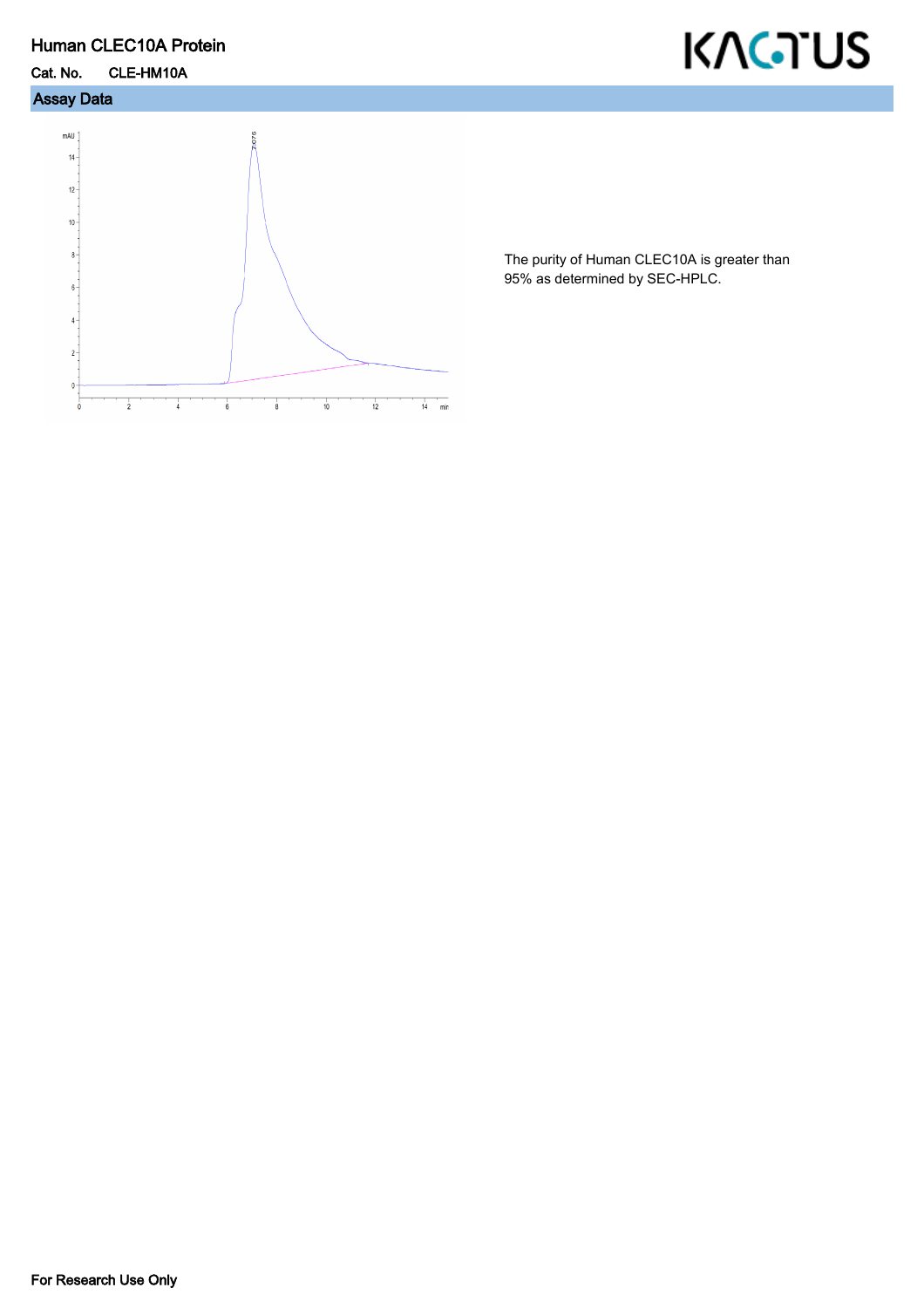Human CLEC10A Protein

Cat. No. CLE-HM10A

## Assay Data

mAU

14

12

10

8

6

4

2

0

0 2 4 6 8 10 12 14 min

7.075

The purity of Human CLEC10A is greater than 95% as determined by SEC-HPLC.

For Research Use Only